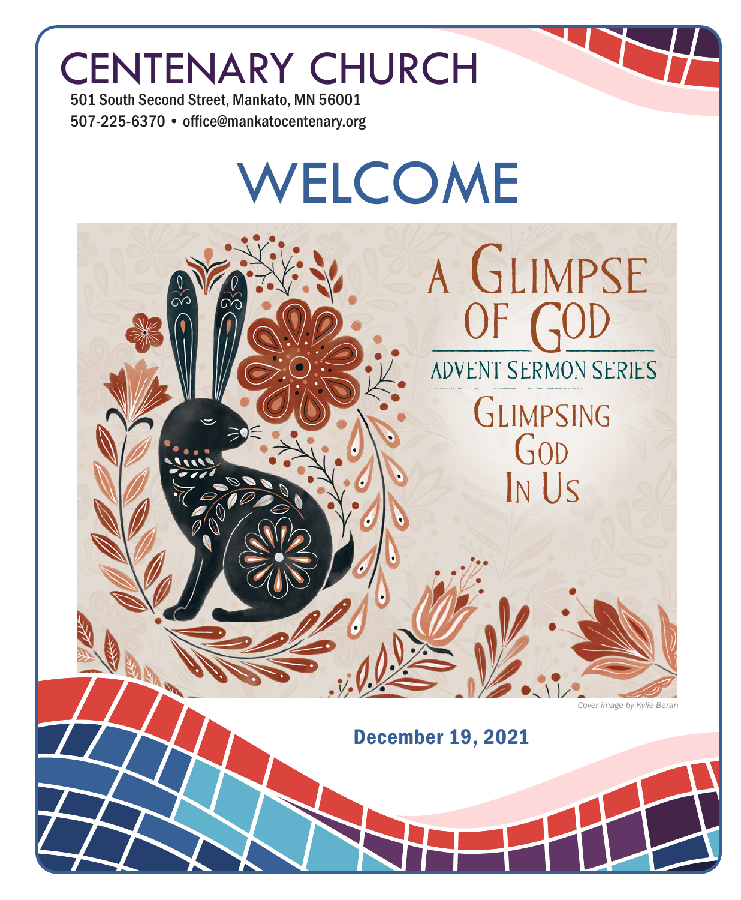# CENTENARY CHURCH

501 South Second Street, Mankato, MN 56001

507-225-6370 • office@mankatocentenary.org

# WELCOME

A GLIMPSE OF GOD

ADVENT SERMON SERIES

GLIMPSING GOD IN US

*Cover image by Kylie Beran*

**December 19, 2021**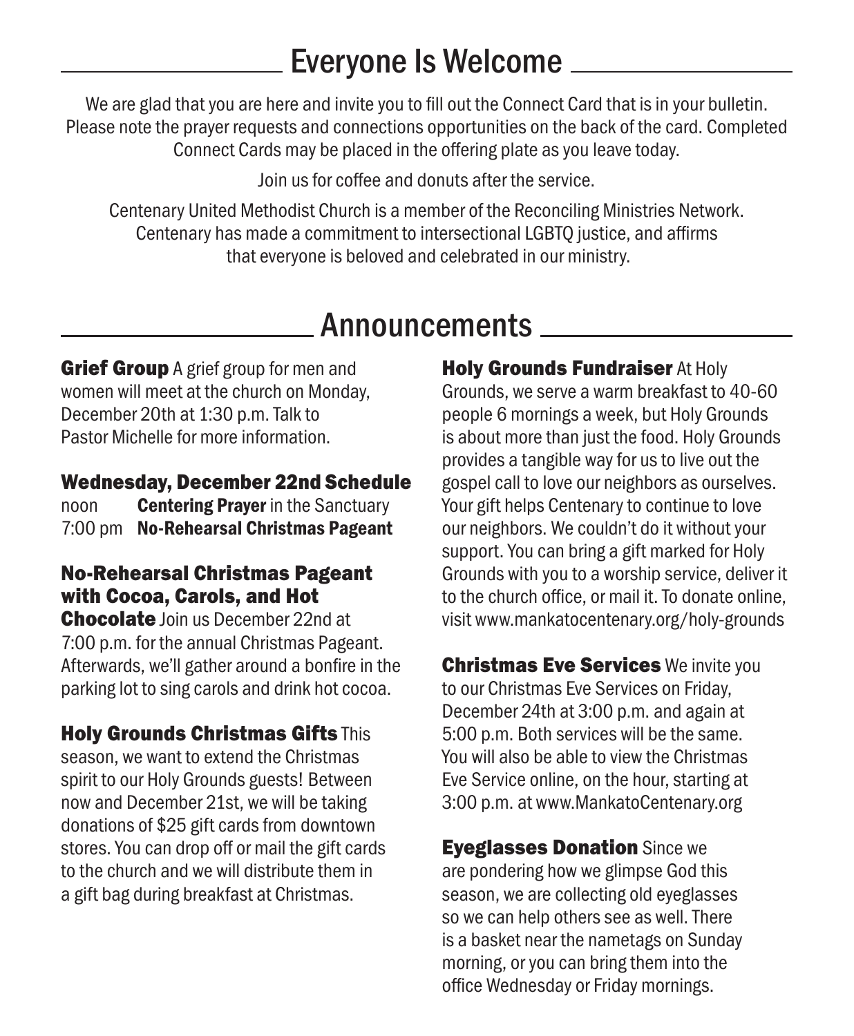## Everyone Is Welcome

We are glad that you are here and invite you to fill out the Connect Card that is in your bulletin. Please note the prayer requests and connections opportunities on the back of the card. Completed Connect Cards may be placed in the offering plate as you leave today.

Join us for coffee and donuts after the service.

Centenary United Methodist Church is a member of the Reconciling Ministries Network. Centenary has made a commitment to intersectional LGBTQ justice, and affirms that everyone is beloved and celebrated in our ministry.

## Announcements

**Grief Group** A grief group for men and women will meet at the church on Monday, December 20th at 1:30 p.m. Talk to Pastor Michelle for more information.

**Wednesday, December 22nd Schedule**

noon **Centering Prayer** in the Sanctuary
7:00 pm **No-Rehearsal Christmas Pageant**

**No-Rehearsal Christmas Pageant with Cocoa, Carols, and Hot Chocolate** Join us December 22nd at 7:00 p.m. for the annual Christmas Pageant. Afterwards, we'll gather around a bonfire in the parking lot to sing carols and drink hot cocoa.

**Holy Grounds Christmas Gifts** This season, we want to extend the Christmas spirit to our Holy Grounds guests! Between now and December 21st, we will be taking donations of $25 gift cards from downtown stores. You can drop off or mail the gift cards to the church and we will distribute them in a gift bag during breakfast at Christmas.

**Holy Grounds Fundraiser** At Holy Grounds, we serve a warm breakfast to 40-60 people 6 mornings a week, but Holy Grounds is about more than just the food. Holy Grounds provides a tangible way for us to live out the gospel call to love our neighbors as ourselves. Your gift helps Centenary to continue to love our neighbors. We couldn't do it without your support. You can bring a gift marked for Holy Grounds with you to a worship service, deliver it to the church office, or mail it. To donate online, visit www.mankatocentenary.org/holy-grounds

**Christmas Eve Services** We invite you to our Christmas Eve Services on Friday, December 24th at 3:00 p.m. and again at 5:00 p.m. Both services will be the same. You will also be able to view the Christmas Eve Service online, on the hour, starting at 3:00 p.m. at www.MankatoCentenary.org

**Eyeglasses Donation** Since we are pondering how we glimpse God this season, we are collecting old eyeglasses so we can help others see as well. There is a basket near the nametags on Sunday morning, or you can bring them into the office Wednesday or Friday mornings.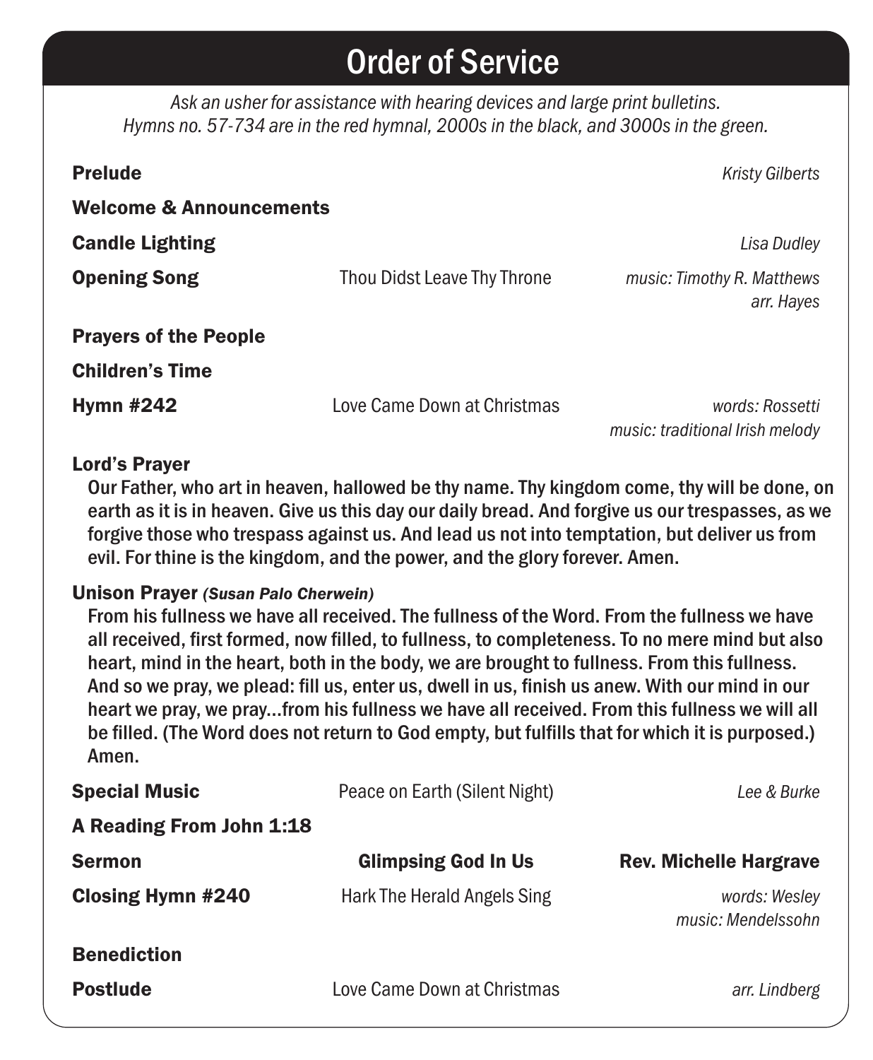# Order of Service

*Ask an usher for assistance with hearing devices and large print bulletins.*
*Hymns no. 57-734 are in the red hymnal, 2000s in the black, and 3000s in the green.*

**Prelude** — *Kristy Gilberts*

**Welcome & Announcements**

**Candle Lighting** — *Lisa Dudley*

**Opening Song** — Thou Didst Leave Thy Throne — *music: Timothy R. Matthews, arr. Hayes*

**Prayers of the People**

**Children's Time**

**Hymn #242** — Love Came Down at Christmas — *words: Rossetti, music: traditional Irish melody*

**Lord's Prayer**

Our Father, who art in heaven, hallowed be thy name. Thy kingdom come, thy will be done, on earth as it is in heaven. Give us this day our daily bread. And forgive us our trespasses, as we forgive those who trespass against us. And lead us not into temptation, but deliver us from evil. For thine is the kingdom, and the power, and the glory forever. Amen.

**Unison Prayer** ***(Susan Palo Cherwein)***

From his fullness we have all received. The fullness of the Word. From the fullness we have all received, first formed, now filled, to fullness, to completeness. To no mere mind but also heart, mind in the heart, both in the body, we are brought to fullness. From this fullness. And so we pray, we plead: fill us, enter us, dwell in us, finish us anew. With our mind in our heart we pray, we pray...from his fullness we have all received. From this fullness we will all be filled. (The Word does not return to God empty, but fulfills that for which it is purposed.) Amen.

**Special Music** — Peace on Earth (Silent Night) — *Lee & Burke*

**A Reading From John 1:18**

**Sermon** — **Glimpsing God In Us** — **Rev. Michelle Hargrave**

**Closing Hymn #240** — Hark The Herald Angels Sing — *words: Wesley, music: Mendelssohn*

**Benediction**

**Postlude** — Love Came Down at Christmas — *arr. Lindberg*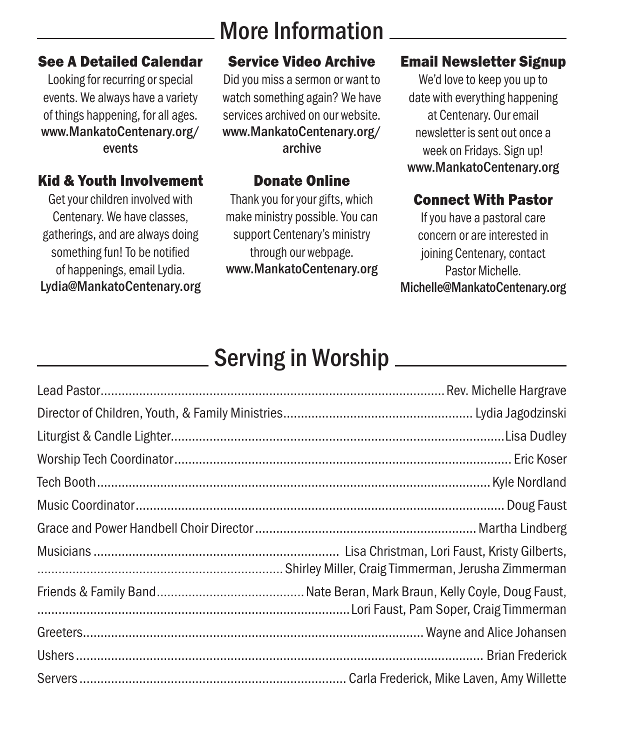## More Information

### See A Detailed Calendar

Looking for recurring or special events. We always have a variety of things happening, for all ages.
**www.MankatoCentenary.org/events**

### Kid & Youth Involvement

Get your children involved with Centenary. We have classes, gatherings, and are always doing something fun! To be notified of happenings, email Lydia.
**Lydia@MankatoCentenary.org**

### Service Video Archive

Did you miss a sermon or want to watch something again? We have services archived on our website.
**www.MankatoCentenary.org/archive**

### Donate Online

Thank you for your gifts, which make ministry possible. You can support Centenary's ministry through our webpage.
**www.MankatoCentenary.org**

### Email Newsletter Signup

We'd love to keep you up to date with everything happening at Centenary. Our email newsletter is sent out once a week on Fridays. Sign up!
**www.MankatoCentenary.org**

### Connect With Pastor

If you have a pastoral care concern or are interested in joining Centenary, contact Pastor Michelle.
**Michelle@MankatoCentenary.org**

## Serving in Worship

| | |
|---|---|
| Lead Pastor | Rev. Michelle Hargrave |
| Director of Children, Youth, & Family Ministries | Lydia Jagodzinski |
| Liturgist & Candle Lighter | Lisa Dudley |
| Worship Tech Coordinator | Eric Koser |
| Tech Booth | Kyle Nordland |
| Music Coordinator | Doug Faust |
| Grace and Power Handbell Choir Director | Martha Lindberg |
| Musicians | Lisa Christman, Lori Faust, Kristy Gilberts, Shirley Miller, Craig Timmerman, Jerusha Zimmerman |
| Friends & Family Band | Nate Beran, Mark Braun, Kelly Coyle, Doug Faust, Lori Faust, Pam Soper, Craig Timmerman |
| Greeters | Wayne and Alice Johansen |
| Ushers | Brian Frederick |
| Servers | Carla Frederick, Mike Laven, Amy Willette |